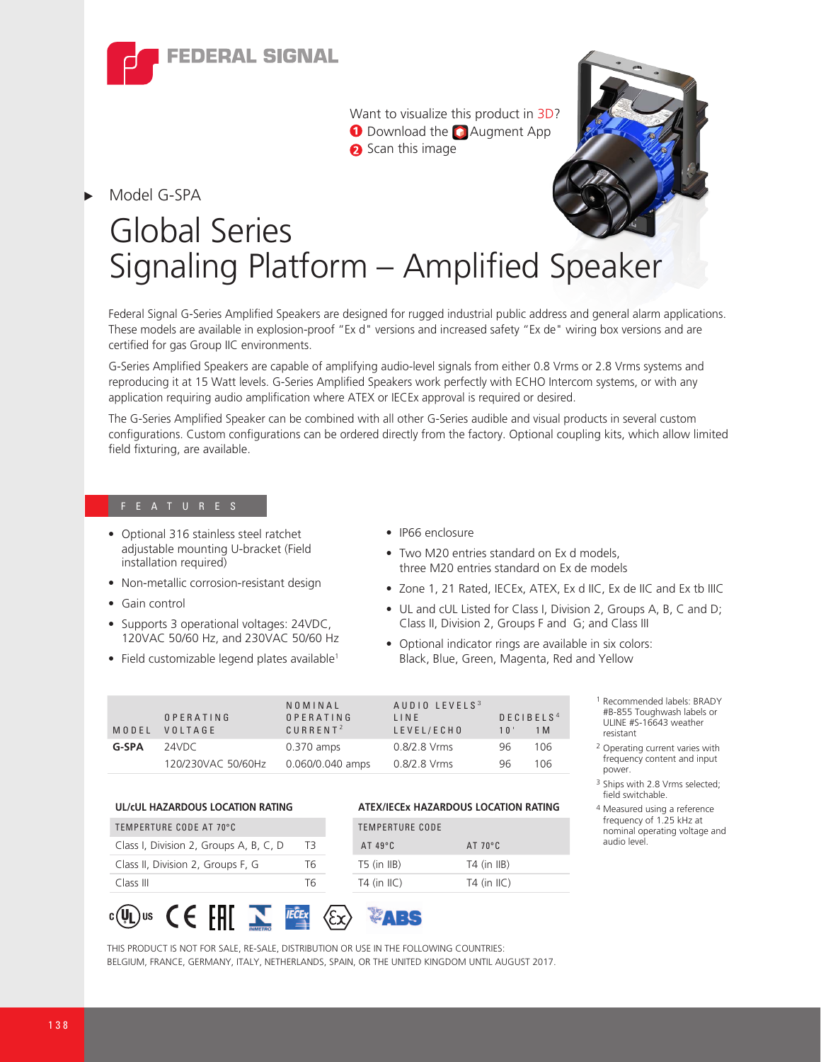FEDERAL SIGNAL

Want to visualize this product in 3D?
1 Download the Augment App
2 Scan this image

Model G-SPA

# Global Series Signaling Platform – Amplified Speaker

Federal Signal G-Series Amplified Speakers are designed for rugged industrial public address and general alarm applications. These models are available in explosion-proof "Ex d" versions and increased safety "Ex de" wiring box versions and are certified for gas Group IIC environments.

G-Series Amplified Speakers are capable of amplifying audio-level signals from either 0.8 Vrms or 2.8 Vrms systems and reproducing it at 15 Watt levels. G-Series Amplified Speakers work perfectly with ECHO Intercom systems, or with any application requiring audio amplification where ATEX or IECEx approval is required or desired.

The G-Series Amplified Speaker can be combined with all other G-Series audible and visual products in several custom configurations. Custom configurations can be ordered directly from the factory. Optional coupling kits, which allow limited field fixturing, are available.

## FEATURES

- Optional 316 stainless steel ratchet adjustable mounting U-bracket (Field installation required)
- Non-metallic corrosion-resistant design
- Gain control
- Supports 3 operational voltages: 24VDC, 120VAC 50/60 Hz, and 230VAC 50/60 Hz
- Field customizable legend plates available[1]
- IP66 enclosure
- Two M20 entries standard on Ex d models, three M20 entries standard on Ex de models
- Zone 1, 21 Rated, IECEx, ATEX, Ex d IIC, Ex de IIC and Ex tb IIIC
- UL and cUL Listed for Class I, Division 2, Groups A, B, C and D; Class II, Division 2, Groups F and G; and Class III
- Optional indicator rings are available in six colors: Black, Blue, Green, Magenta, Red and Yellow

| MODEL | OPERATING VOLTAGE | NOMINAL OPERATING CURRENT[2] | AUDIO LEVELS[3] LINE LEVEL/ECHO | DECIBELS[4] 10' | 1 M |
|---|---|---|---|---|---|
| **G-SPA** | 24VDC | 0.370 amps | 0.8/2.8 Vrms | 96 | 106 |
| | 120/230VAC 50/60Hz | 0.060/0.040 amps | 0.8/2.8 Vrms | 96 | 106 |

**UL/cUL HAZARDOUS LOCATION RATING**

| TEMPERTURE CODE AT 70°C | |
|---|---|
| Class I, Division 2, Groups A, B, C, D | T3 |
| Class II, Division 2, Groups F, G | T6 |
| Class III | T6 |

**ATEX/IECEx HAZARDOUS LOCATION RATING**

| TEMPERTURE CODE AT 49°C | AT 70°C |
|---|---|
| T5 (in IIB) | T4 (in IIB) |
| T4 (in IIC) | T4 (in IIC) |

[1] Recommended labels: BRADY #B-855 Toughwash labels or ULINE #S-16643 weather resistant

[2] Operating current varies with frequency content and input power.

[3] Ships with 2.8 Vrms selected; field switchable.

[4] Measured using a reference frequency of 1.25 kHz at nominal operating voltage and audio level.

THIS PRODUCT IS NOT FOR SALE, RE-SALE, DISTRIBUTION OR USE IN THE FOLLOWING COUNTRIES: BELGIUM, FRANCE, GERMANY, ITALY, NETHERLANDS, SPAIN, OR THE UNITED KINGDOM UNTIL AUGUST 2017.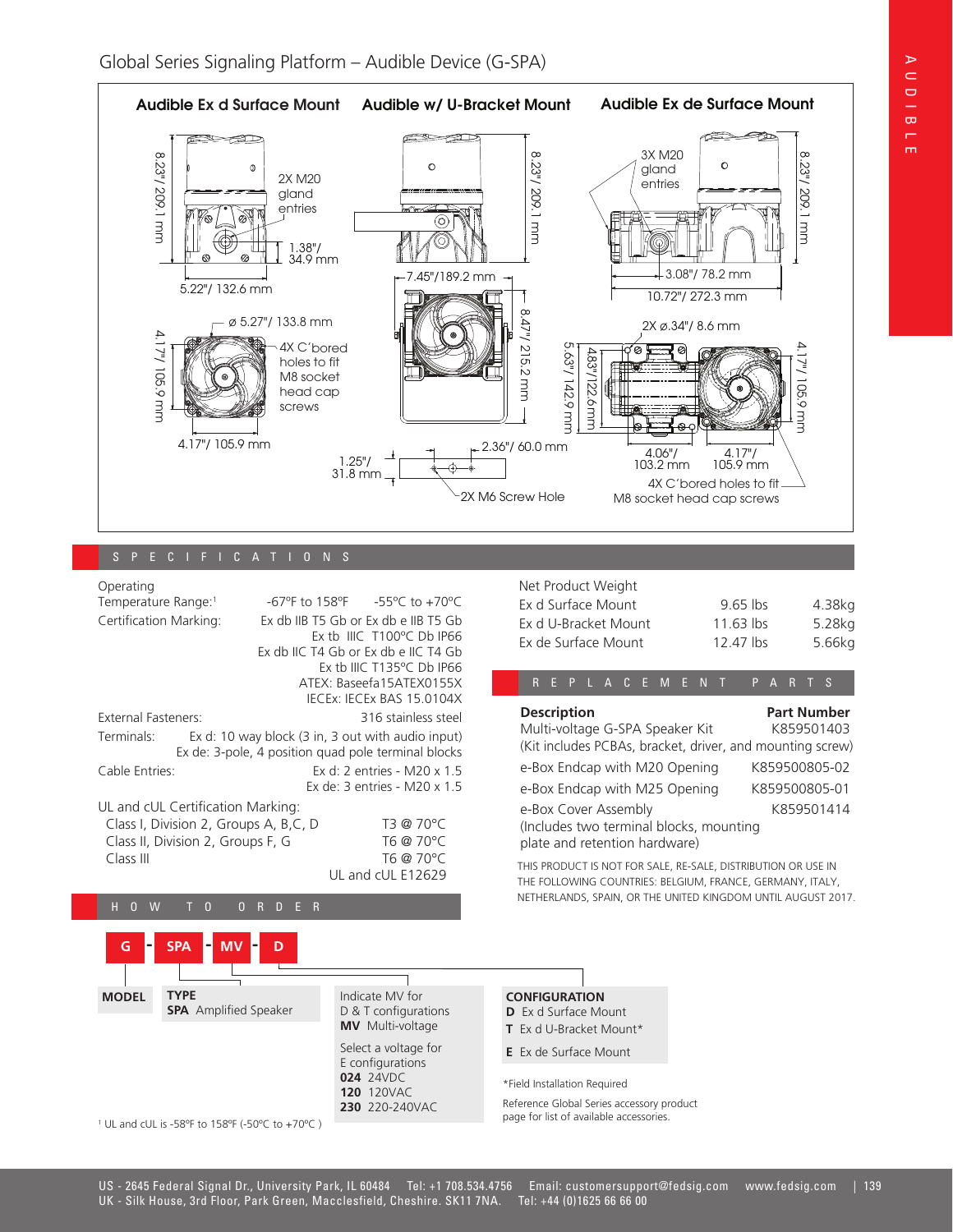# Global Series Signaling Platform – Audible Device (G-SPA)

**Audible Ex d Surface Mount**

8.23"/ 209.1 mm

2X M20 gland entries

1.38"/ 34.9 mm

5.22"/ 132.6 mm

ø 5.27"/ 133.8 mm

4.17"/ 105.9 mm

4X C'bored holes to fit M8 socket head cap screws

4.17"/ 105.9 mm

**Audible w/ U-Bracket Mount**

8.23"/ 209.1 mm

7.45"/189.2 mm

8.47"/ 215.2 mm

5.63"/ 142.9 mm

4.83"/122.6 mm

2.36"/ 60.0 mm

1.25"/ 31.8 mm

2X M6 Screw Hole

**Audible Ex de Surface Mount**

3X M20 gland entries

8.23"/ 209.1 mm

3.08"/ 78.2 mm

10.72"/ 272.3 mm

2X ø.34"/ 8.6 mm

4.17"/ 105.9 mm

4.06"/ 103.2 mm

4.17"/ 105.9 mm

4X C'bored holes to fit M8 socket head cap screws

## SPECIFICATIONS

| | | |
|---|---|---|
| Operating Temperature Range:[1] | -67ºF to 158ºF | -55ºC to +70ºC |
| Certification Marking: | Ex db IIB T5 Gb or Ex db e IIB T5 Gb<br>Ex tb IIIC T100ºC Db IP66<br>Ex db IIC T4 Gb or Ex db e IIC T4 Gb<br>Ex tb IIIC T135ºC Db IP66<br>ATEX: Baseefa15ATEX0155X<br>IECEx: IECEx BAS 15.0104X | |
| External Fasteners: | 316 stainless steel | |
| Terminals: | Ex d: 10 way block (3 in, 3 out with audio input)<br>Ex de: 3-pole, 4 position quad pole terminal blocks | |
| Cable Entries: | Ex d: 2 entries - M20 x 1.5<br>Ex de: 3 entries - M20 x 1.5 | |

UL and cUL Certification Marking:

| | |
|---|---|
| Class I, Division 2, Groups A, B,C, D | T3 @ 70°C |
| Class II, Division 2, Groups F, G | T6 @ 70°C |
| Class III | T6 @ 70°C |
| | UL and cUL E12629 |

| Net Product Weight | | |
|---|---|---|
| Ex d Surface Mount | 9.65 lbs | 4.38kg |
| Ex d U-Bracket Mount | 11.63 lbs | 5.28kg |
| Ex de Surface Mount | 12.47 lbs | 5.66kg |

## REPLACEMENT PARTS

| Description | Part Number |
|---|---|
| Multi-voltage G-SPA Speaker Kit (Kit includes PCBAs, bracket, driver, and mounting screw) | K859501403 |
| e-Box Endcap with M20 Opening | K859500805-02 |
| e-Box Endcap with M25 Opening | K859500805-01 |
| e-Box Cover Assembly (Includes two terminal blocks, mounting plate and retention hardware) | K859501414 |

THIS PRODUCT IS NOT FOR SALE, RE-SALE, DISTRIBUTION OR USE IN THE FOLLOWING COUNTRIES: BELGIUM, FRANCE, GERMANY, ITALY, NETHERLANDS, SPAIN, OR THE UNITED KINGDOM UNTIL AUGUST 2017.

## HOW TO ORDER

**G** - **SPA** - **MV** - **D**

**MODEL**

**TYPE**
**SPA** Amplified Speaker

Indicate MV for D & T configurations
**MV** Multi-voltage

Select a voltage for E configurations
**024** 24VDC
**120** 120VAC
**230** 220-240VAC

**CONFIGURATION**
**D** Ex d Surface Mount
**T** Ex d U-Bracket Mount*
**E** Ex de Surface Mount

*Field Installation Required

Reference Global Series accessory product page for list of available accessories.

[1] UL and cUL is -58ºF to 158ºF (-50ºC to +70ºC )